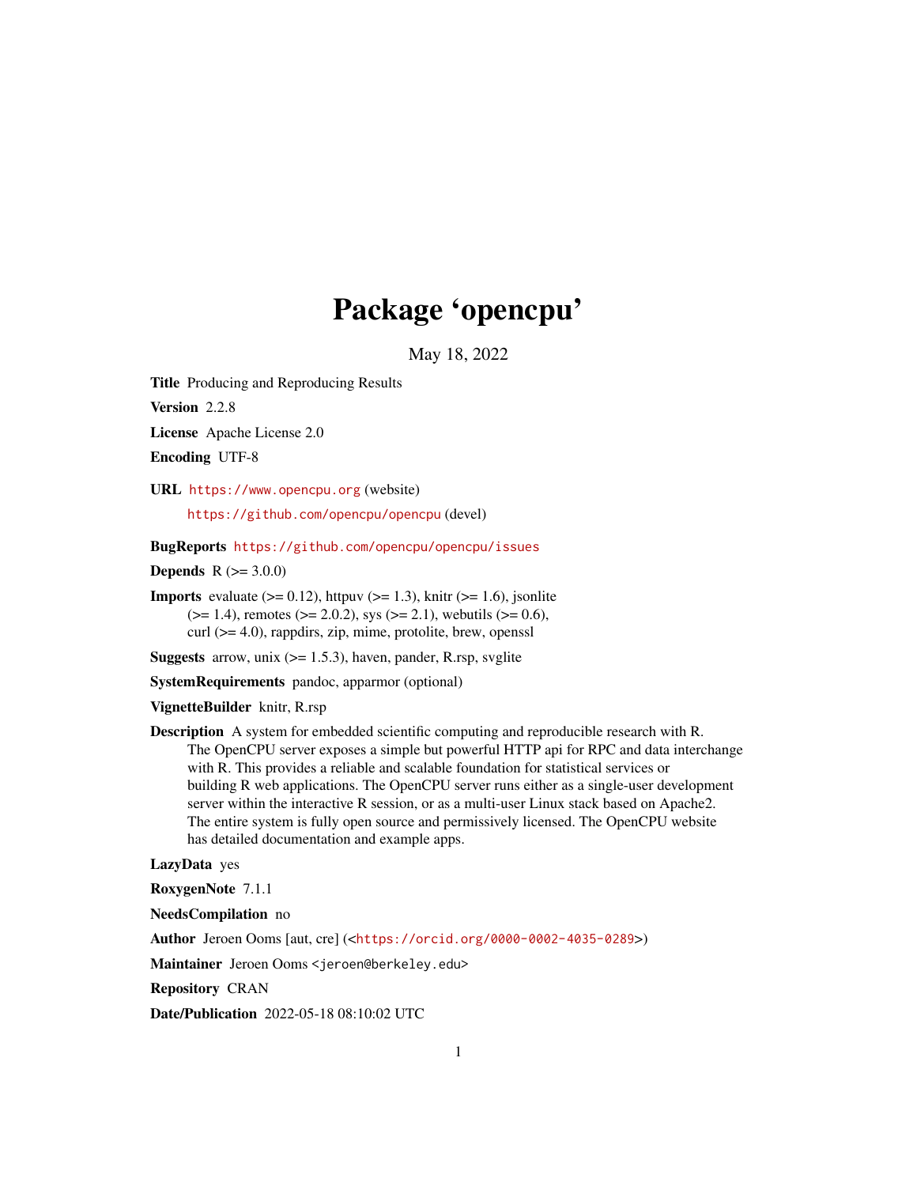# Package 'opencpu'

May 18, 2022

**Title** Producing and Reproducing Results

**Version** 2.2.8

**License** Apache License 2.0

**Encoding** UTF-8

**URL** https://www.opencpu.org (website)
https://github.com/opencpu/opencpu (devel)

**BugReports** https://github.com/opencpu/opencpu/issues

**Depends** R (>= 3.0.0)

**Imports** evaluate (>= 0.12), httpuv (>= 1.3), knitr (>= 1.6), jsonlite (>= 1.4), remotes (>= 2.0.2), sys (>= 2.1), webutils (>= 0.6), curl (>= 4.0), rappdirs, zip, mime, protolite, brew, openssl

**Suggests** arrow, unix (>= 1.5.3), haven, pander, R.rsp, svglite

**SystemRequirements** pandoc, apparmor (optional)

**VignetteBuilder** knitr, R.rsp

**Description** A system for embedded scientific computing and reproducible research with R. The OpenCPU server exposes a simple but powerful HTTP api for RPC and data interchange with R. This provides a reliable and scalable foundation for statistical services or building R web applications. The OpenCPU server runs either as a single-user development server within the interactive R session, or as a multi-user Linux stack based on Apache2. The entire system is fully open source and permissively licensed. The OpenCPU website has detailed documentation and example apps.

**LazyData** yes

**RoxygenNote** 7.1.1

**NeedsCompilation** no

**Author** Jeroen Ooms [aut, cre] (<https://orcid.org/0000-0002-4035-0289>)

**Maintainer** Jeroen Ooms <jeroen@berkeley.edu>

**Repository** CRAN

**Date/Publication** 2022-05-18 08:10:02 UTC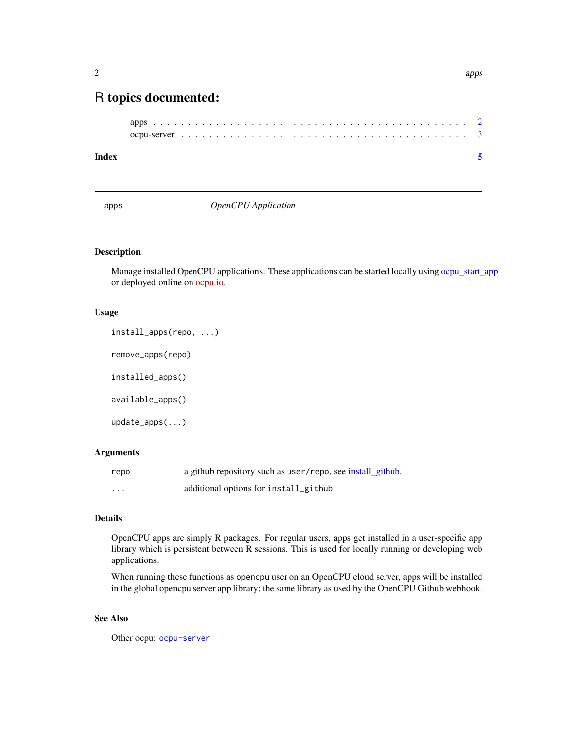# R topics documented:

apps . . . . . . . . . . . . . . . . . . . . . . . . . . . . . . . . . . . . . . . . . . . 2
ocpu-server . . . . . . . . . . . . . . . . . . . . . . . . . . . . . . . . . . . . . . . 3

**Index** 5

---

## apps — *OpenCPU Application*

### Description

Manage installed OpenCPU applications. These applications can be started locally using ocpu_start_app or deployed online on ocpu.io.

### Usage

```
install_apps(repo, ...)

remove_apps(repo)

installed_apps()

available_apps()

update_apps(...)
```

### Arguments

| | |
|---|---|
| `repo` | a github repository such as `user/repo`, see install_github. |
| `...` | additional options for `install_github` |

### Details

OpenCPU apps are simply R packages. For regular users, apps get installed in a user-specific app library which is persistent between R sessions. This is used for locally running or developing web applications.

When running these functions as `opencpu` user on an OpenCPU cloud server, apps will be installed in the global opencpu server app library; the same library as used by the OpenCPU Github webhook.

### See Also

Other ocpu: `ocpu-server`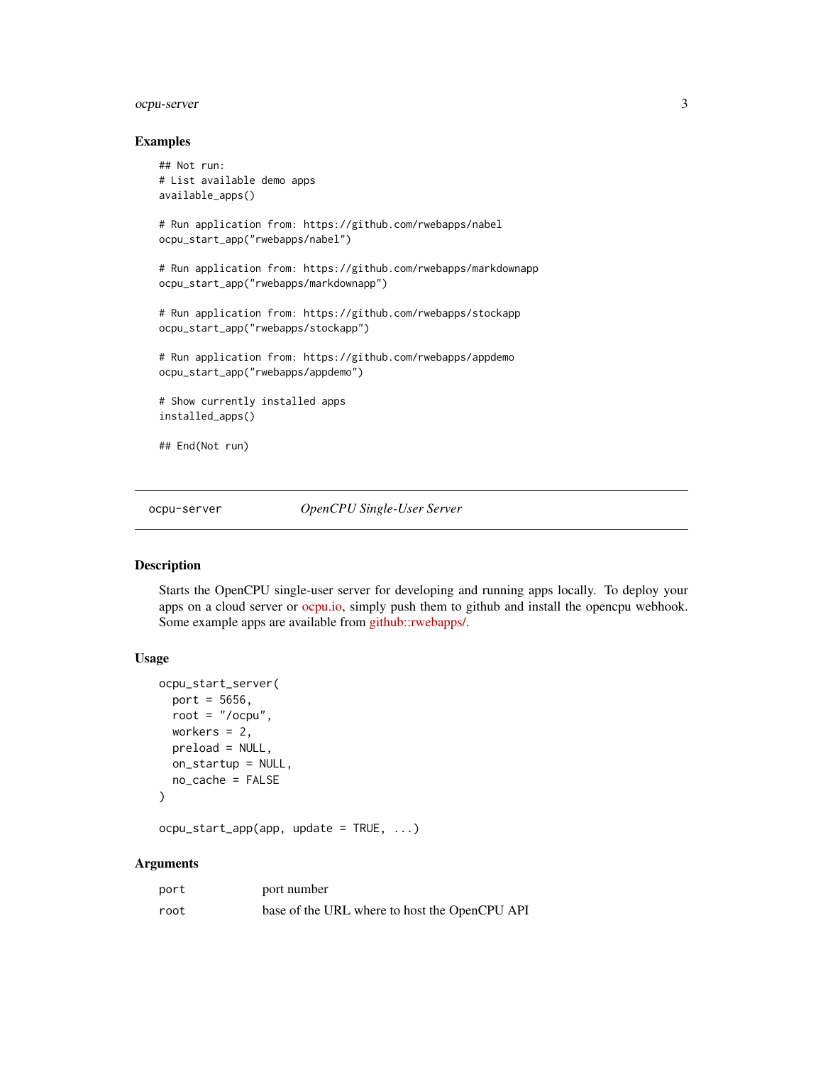### Examples

```
## Not run:
# List available demo apps
available_apps()

# Run application from: https://github.com/rwebapps/nabel
ocpu_start_app("rwebapps/nabel")

# Run application from: https://github.com/rwebapps/markdownapp
ocpu_start_app("rwebapps/markdownapp")

# Run application from: https://github.com/rwebapps/stockapp
ocpu_start_app("rwebapps/stockapp")

# Run application from: https://github.com/rwebapps/appdemo
ocpu_start_app("rwebapps/appdemo")

# Show currently installed apps
installed_apps()

## End(Not run)
```

---

## ocpu-server *OpenCPU Single-User Server*

---

### Description

Starts the OpenCPU single-user server for developing and running apps locally. To deploy your apps on a cloud server or ocpu.io, simply push them to github and install the opencpu webhook. Some example apps are available from github::rwebapps/.

### Usage

```
ocpu_start_server(
  port = 5656,
  root = "/ocpu",
  workers = 2,
  preload = NULL,
  on_startup = NULL,
  no_cache = FALSE
)

ocpu_start_app(app, update = TRUE, ...)
```

### Arguments

| | |
|---|---|
| port | port number |
| root | base of the URL where to host the OpenCPU API |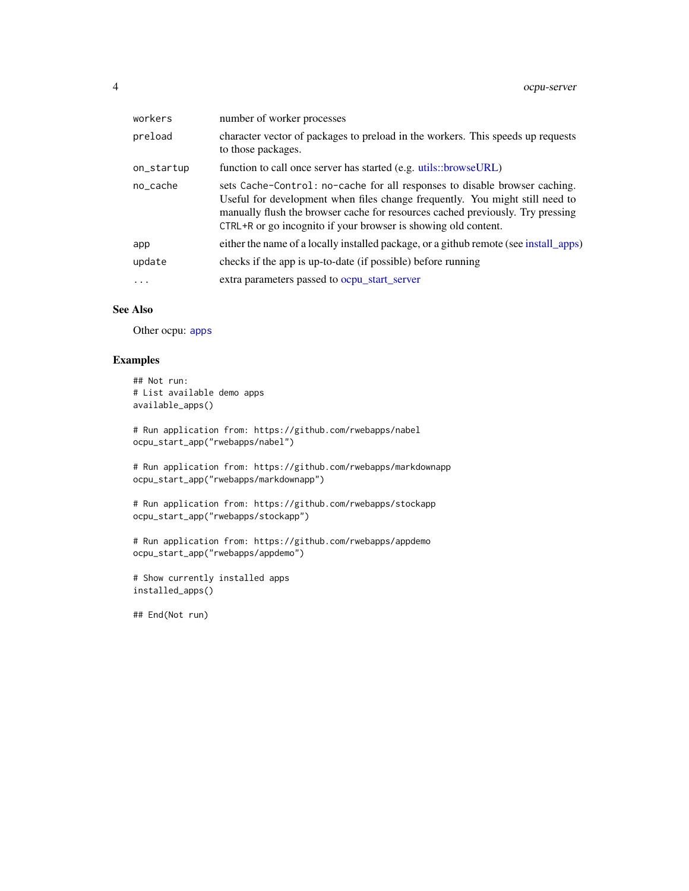| | |
|---|---|
| `workers` | number of worker processes |
| `preload` | character vector of packages to preload in the workers. This speeds up requests to those packages. |
| `on_startup` | function to call once server has started (e.g. utils::browseURL) |
| `no_cache` | sets `Cache-Control: no-cache` for all responses to disable browser caching. Useful for development when files change frequently. You might still need to manually flush the browser cache for resources cached previously. Try pressing `CTRL+R` or go incognito if your browser is showing old content. |
| `app` | either the name of a locally installed package, or a github remote (see install_apps) |
| `update` | checks if the app is up-to-date (if possible) before running |
| `...` | extra parameters passed to ocpu_start_server |

## See Also

Other ocpu: `apps`

## Examples

```
## Not run:
# List available demo apps
available_apps()

# Run application from: https://github.com/rwebapps/nabel
ocpu_start_app("rwebapps/nabel")

# Run application from: https://github.com/rwebapps/markdownapp
ocpu_start_app("rwebapps/markdownapp")

# Run application from: https://github.com/rwebapps/stockapp
ocpu_start_app("rwebapps/stockapp")

# Run application from: https://github.com/rwebapps/appdemo
ocpu_start_app("rwebapps/appdemo")

# Show currently installed apps
installed_apps()

## End(Not run)
```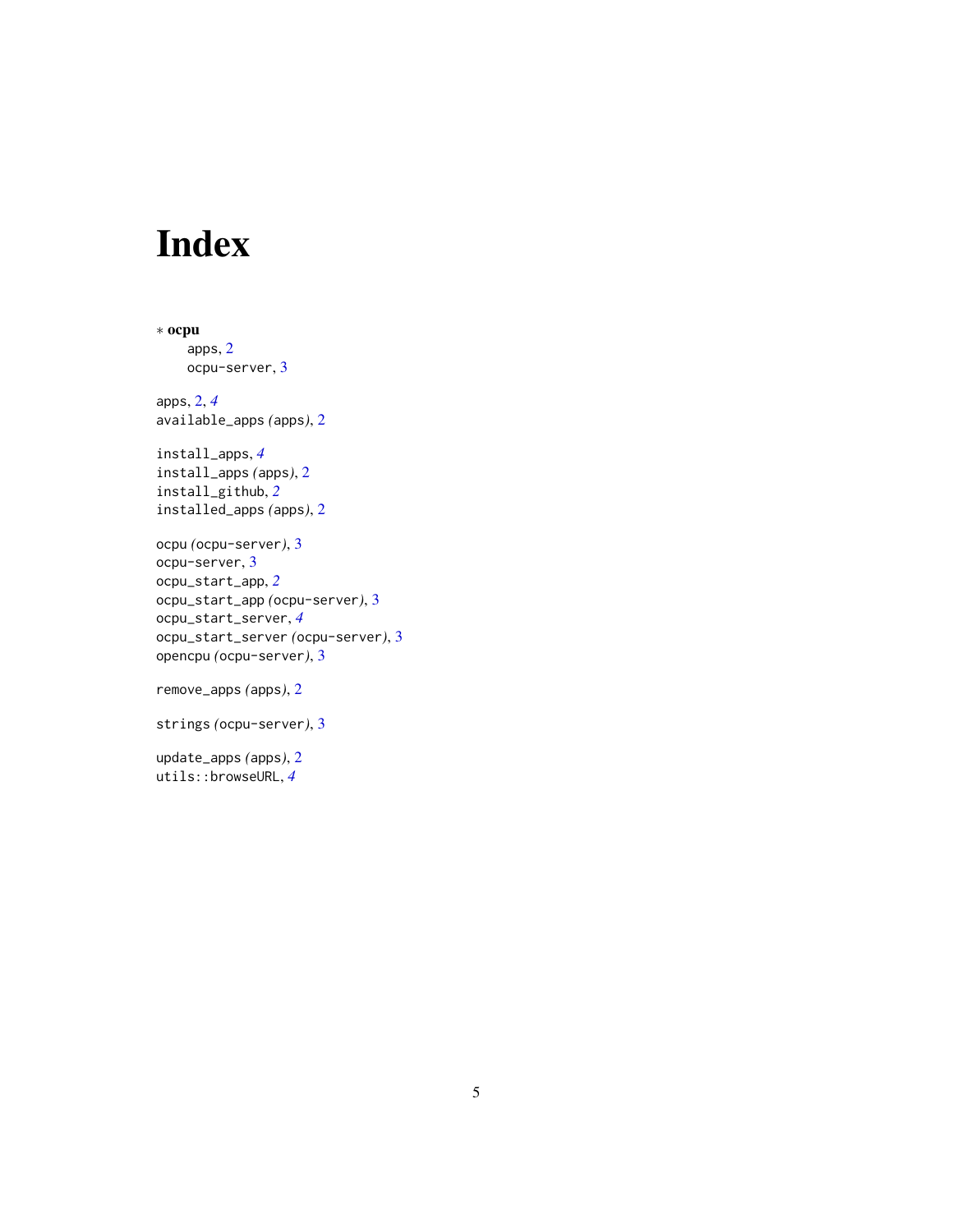# Index

∗ **ocpu**
    apps, 2
    ocpu-server, 3

apps, 2, *4*
available_apps *(apps)*, 2

install_apps, *4*
install_apps *(apps)*, 2
install_github, *2*
installed_apps *(apps)*, 2

ocpu *(ocpu-server)*, 3
ocpu-server, 3
ocpu_start_app, *2*
ocpu_start_app *(ocpu-server)*, 3
ocpu_start_server, *4*
ocpu_start_server *(ocpu-server)*, 3
opencpu *(ocpu-server)*, 3

remove_apps *(apps)*, 2

strings *(ocpu-server)*, 3

update_apps *(apps)*, 2
utils::browseURL, *4*